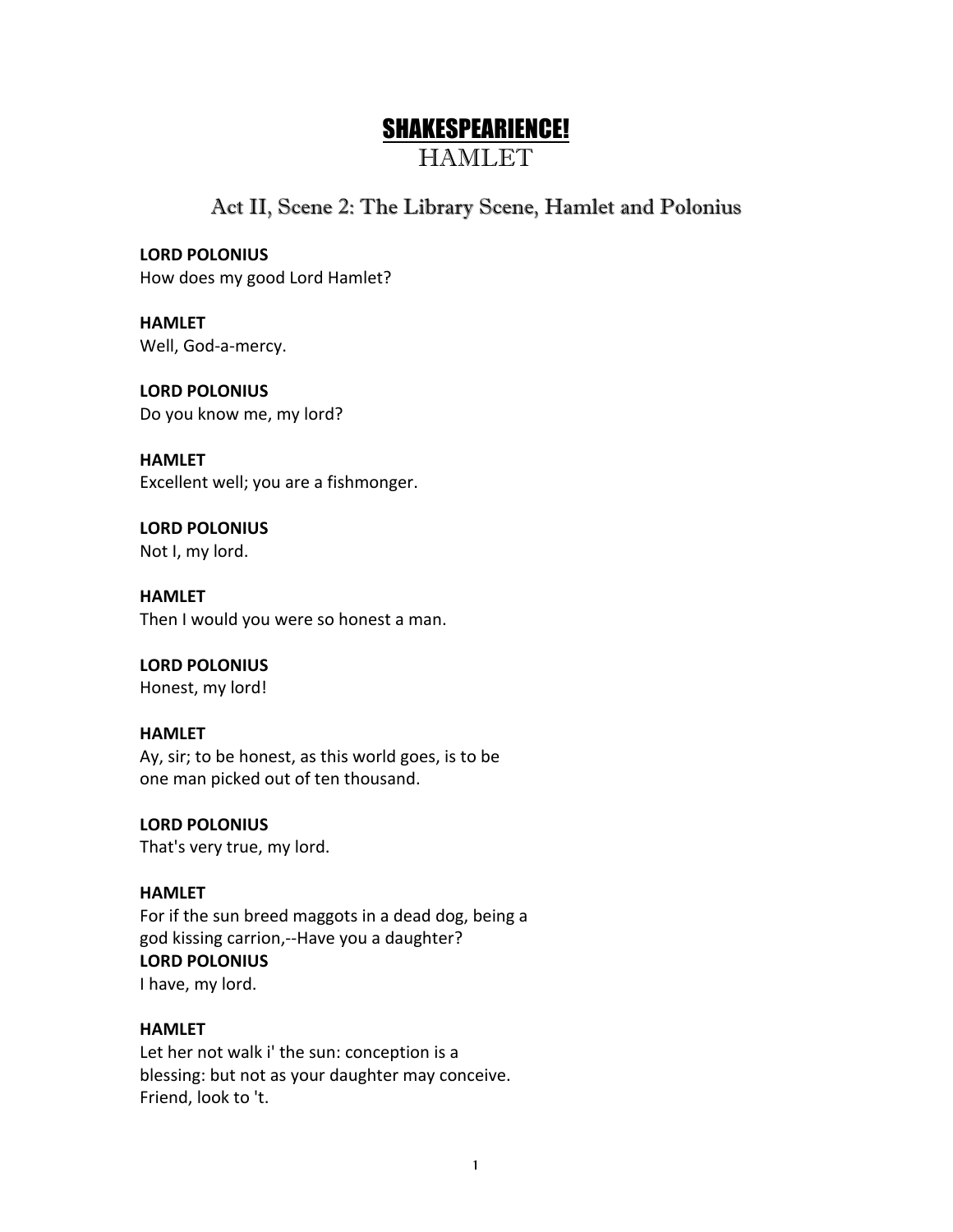# SHAKESPEARIENCE!

## HAMLET

### Act II, Scene 2: The Library Scene, Hamlet and Polonius

**LORD POLONIUS**
How does my good Lord Hamlet?

**HAMLET**
Well, God-a-mercy.

**LORD POLONIUS**
Do you know me, my lord?

**HAMLET**
Excellent well; you are a fishmonger.

**LORD POLONIUS**
Not I, my lord.

**HAMLET**
Then I would you were so honest a man.

**LORD POLONIUS**
Honest, my lord!

**HAMLET**
Ay, sir; to be honest, as this world goes, is to be
one man picked out of ten thousand.

**LORD POLONIUS**
That's very true, my lord.

**HAMLET**
For if the sun breed maggots in a dead dog, being a
god kissing carrion,--Have you a daughter?

**LORD POLONIUS**
I have, my lord.

**HAMLET**
Let her not walk i' the sun: conception is a
blessing: but not as your daughter may conceive.
Friend, look to 't.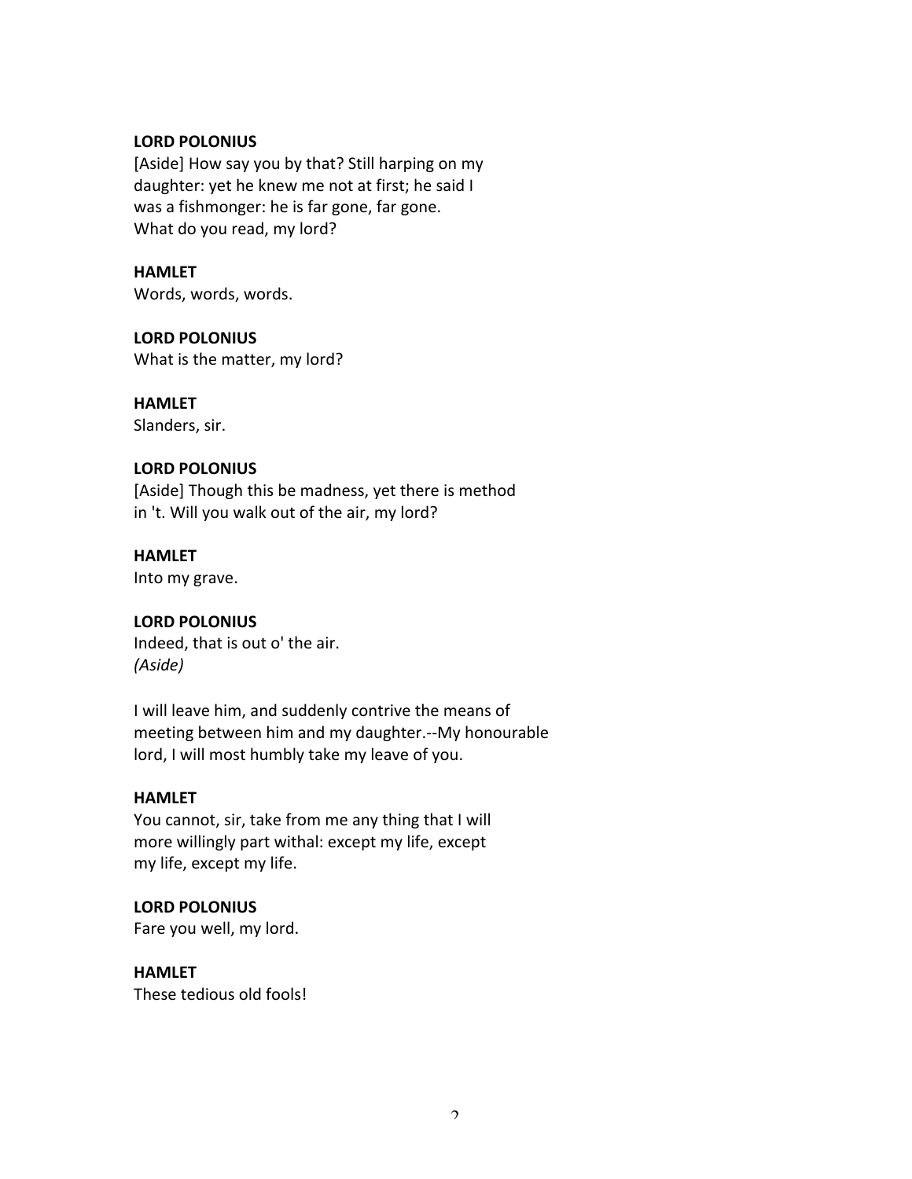**LORD POLONIUS**
[Aside] How say you by that? Still harping on my daughter: yet he knew me not at first; he said I was a fishmonger: he is far gone, far gone. What do you read, my lord?

**HAMLET**
Words, words, words.

**LORD POLONIUS**
What is the matter, my lord?

**HAMLET**
Slanders, sir.

**LORD POLONIUS**
[Aside] Though this be madness, yet there is method in 't. Will you walk out of the air, my lord?

**HAMLET**
Into my grave.

**LORD POLONIUS**
Indeed, that is out o' the air.
*(Aside)*

I will leave him, and suddenly contrive the means of meeting between him and my daughter.--My honourable lord, I will most humbly take my leave of you.

**HAMLET**
You cannot, sir, take from me any thing that I will more willingly part withal: except my life, except my life, except my life.

**LORD POLONIUS**
Fare you well, my lord.

**HAMLET**
These tedious old fools!